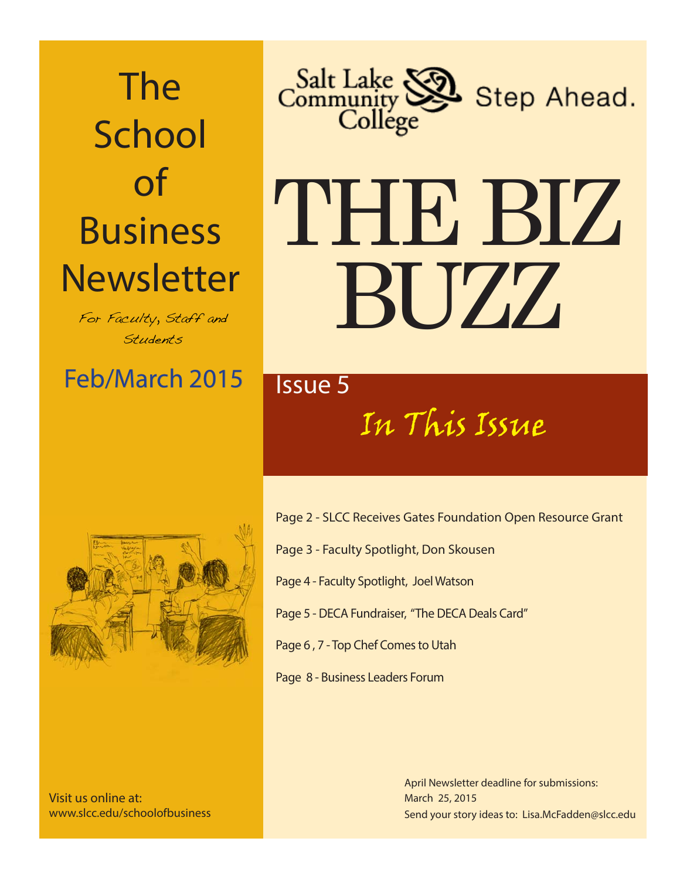# The School of Business Newsletter

*For Faculty, Staff and Students*

Feb/March 2015

Salt Lake Community College — Step Ahead.

# THE BIZ BUZZ

Issue 5

## *In This Issue*

- Page 2 - SLCC Receives Gates Foundation Open Resource Grant
- Page 3 - Faculty Spotlight, Don Skousen
- Page 4 - Faculty Spotlight, Joel Watson
- Page 5 - DECA Fundraiser, "The DECA Deals Card"
- Page 6 , 7 - Top Chef Comes to Utah
- Page 8 - Business Leaders Forum

Visit us online at:
www.slcc.edu/schoolofbusiness

April Newsletter deadline for submissions:
March 25, 2015
Send your story ideas to: Lisa.McFadden@slcc.edu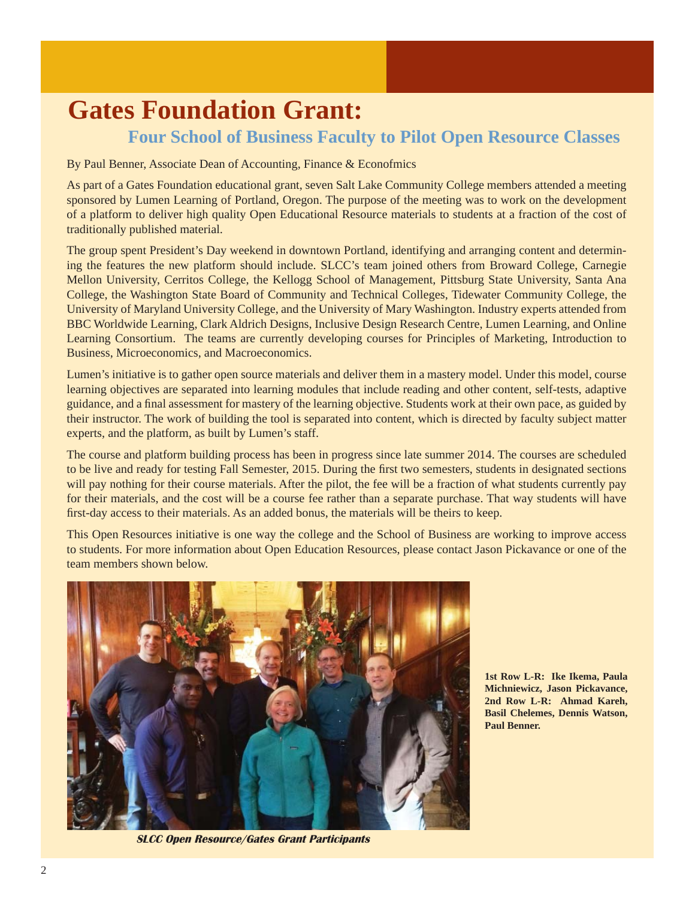# Gates Foundation Grant:

## Four School of Business Faculty to Pilot Open Resource Classes

By Paul Benner, Associate Dean of Accounting, Finance & Econofmics

As part of a Gates Foundation educational grant, seven Salt Lake Community College members attended a meeting sponsored by Lumen Learning of Portland, Oregon. The purpose of the meeting was to work on the development of a platform to deliver high quality Open Educational Resource materials to students at a fraction of the cost of traditionally published material.

The group spent President's Day weekend in downtown Portland, identifying and arranging content and determining the features the new platform should include. SLCC's team joined others from Broward College, Carnegie Mellon University, Cerritos College, the Kellogg School of Management, Pittsburg State University, Santa Ana College, the Washington State Board of Community and Technical Colleges, Tidewater Community College, the University of Maryland University College, and the University of Mary Washington. Industry experts attended from BBC Worldwide Learning, Clark Aldrich Designs, Inclusive Design Research Centre, Lumen Learning, and Online Learning Consortium. The teams are currently developing courses for Principles of Marketing, Introduction to Business, Microeconomics, and Macroeconomics.

Lumen's initiative is to gather open source materials and deliver them in a mastery model. Under this model, course learning objectives are separated into learning modules that include reading and other content, self-tests, adaptive guidance, and a final assessment for mastery of the learning objective. Students work at their own pace, as guided by their instructor. The work of building the tool is separated into content, which is directed by faculty subject matter experts, and the platform, as built by Lumen's staff.

The course and platform building process has been in progress since late summer 2014. The courses are scheduled to be live and ready for testing Fall Semester, 2015. During the first two semesters, students in designated sections will pay nothing for their course materials. After the pilot, the fee will be a fraction of what students currently pay for their materials, and the cost will be a course fee rather than a separate purchase. That way students will have first-day access to their materials. As an added bonus, the materials will be theirs to keep.

This Open Resources initiative is one way the college and the School of Business are working to improve access to students. For more information about Open Education Resources, please contact Jason Pickavance or one of the team members shown below.

***SLCC Open Resource/Gates Grant Participants***

**1st Row L-R: Ike Ikema, Paula Michniewicz, Jason Pickavance, 2nd Row L-R: Ahmad Kareh, Basil Chelemes, Dennis Watson, Paul Benner.**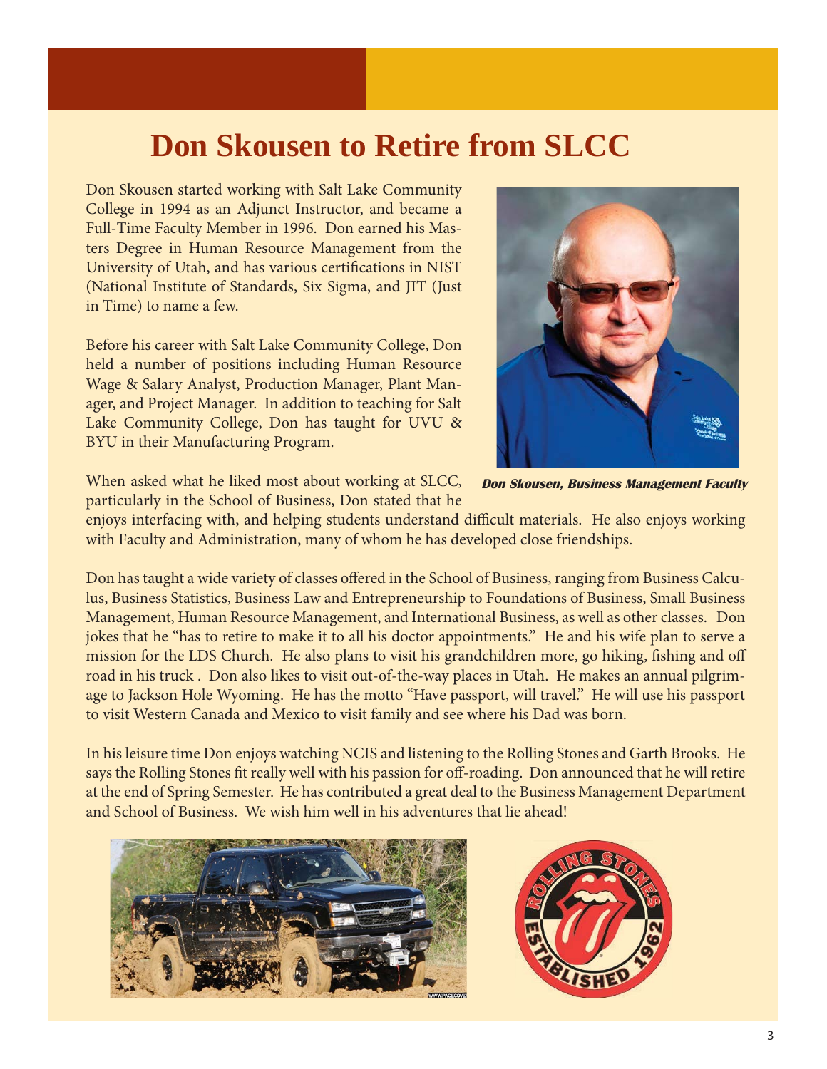# Don Skousen to Retire from SLCC

Don Skousen started working with Salt Lake Community College in 1994 as an Adjunct Instructor, and became a Full-Time Faculty Member in 1996. Don earned his Masters Degree in Human Resource Management from the University of Utah, and has various certifications in NIST (National Institute of Standards, Six Sigma, and JIT (Just in Time) to name a few.

Before his career with Salt Lake Community College, Don held a number of positions including Human Resource Wage & Salary Analyst, Production Manager, Plant Manager, and Project Manager. In addition to teaching for Salt Lake Community College, Don has taught for UVU & BYU in their Manufacturing Program.

***Don Skousen, Business Management Faculty***

When asked what he liked most about working at SLCC, particularly in the School of Business, Don stated that he enjoys interfacing with, and helping students understand difficult materials. He also enjoys working with Faculty and Administration, many of whom he has developed close friendships.

Don has taught a wide variety of classes offered in the School of Business, ranging from Business Calculus, Business Statistics, Business Law and Entrepreneurship to Foundations of Business, Small Business Management, Human Resource Management, and International Business, as well as other classes. Don jokes that he "has to retire to make it to all his doctor appointments." He and his wife plan to serve a mission for the LDS Church. He also plans to visit his grandchildren more, go hiking, fishing and off road in his truck . Don also likes to visit out-of-the-way places in Utah. He makes an annual pilgrimage to Jackson Hole Wyoming. He has the motto "Have passport, will travel." He will use his passport to visit Western Canada and Mexico to visit family and see where his Dad was born.

In his leisure time Don enjoys watching NCIS and listening to the Rolling Stones and Garth Brooks. He says the Rolling Stones fit really well with his passion for off-roading. Don announced that he will retire at the end of Spring Semester. He has contributed a great deal to the Business Management Department and School of Business. We wish him well in his adventures that lie ahead!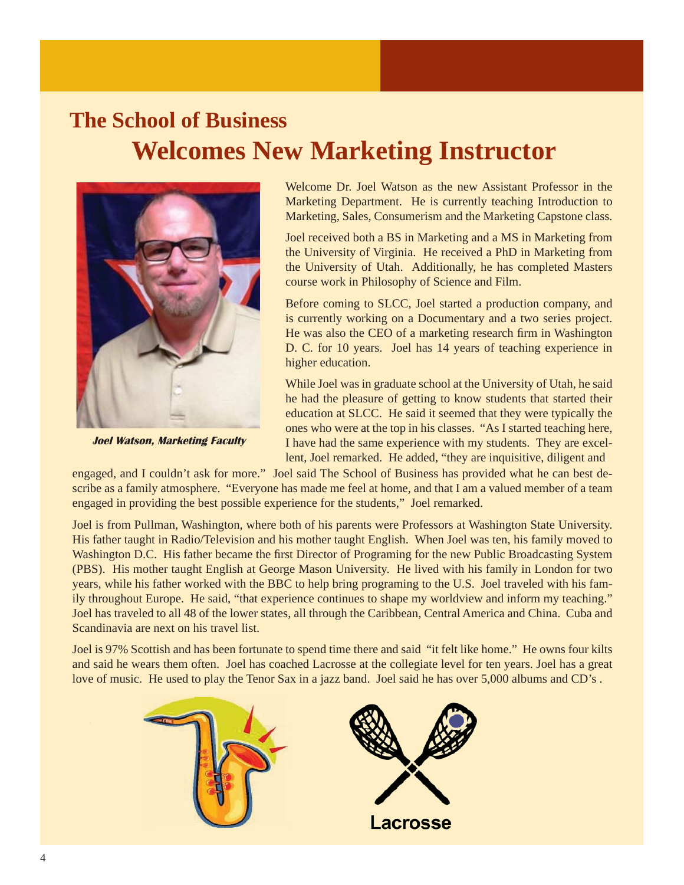## The School of Business

# Welcomes New Marketing Instructor

***Joel Watson, Marketing Faculty***

Welcome Dr. Joel Watson as the new Assistant Professor in the Marketing Department. He is currently teaching Introduction to Marketing, Sales, Consumerism and the Marketing Capstone class.

Joel received both a BS in Marketing and a MS in Marketing from the University of Virginia. He received a PhD in Marketing from the University of Utah. Additionally, he has completed Masters course work in Philosophy of Science and Film.

Before coming to SLCC, Joel started a production company, and is currently working on a Documentary and a two series project. He was also the CEO of a marketing research firm in Washington D. C. for 10 years. Joel has 14 years of teaching experience in higher education.

While Joel was in graduate school at the University of Utah, he said he had the pleasure of getting to know students that started their education at SLCC. He said it seemed that they were typically the ones who were at the top in his classes. "As I started teaching here, I have had the same experience with my students. They are excellent, Joel remarked. He added, "they are inquisitive, diligent and engaged, and I couldn't ask for more." Joel said The School of Business has provided what he can best describe as a family atmosphere. "Everyone has made me feel at home, and that I am a valued member of a team engaged in providing the best possible experience for the students," Joel remarked.

Joel is from Pullman, Washington, where both of his parents were Professors at Washington State University. His father taught in Radio/Television and his mother taught English. When Joel was ten, his family moved to Washington D.C. His father became the first Director of Programing for the new Public Broadcasting System (PBS). His mother taught English at George Mason University. He lived with his family in London for two years, while his father worked with the BBC to help bring programing to the U.S. Joel traveled with his family throughout Europe. He said, "that experience continues to shape my worldview and inform my teaching." Joel has traveled to all 48 of the lower states, all through the Caribbean, Central America and China. Cuba and Scandinavia are next on his travel list.

Joel is 97% Scottish and has been fortunate to spend time there and said "it felt like home." He owns four kilts and said he wears them often. Joel has coached Lacrosse at the collegiate level for ten years. Joel has a great love of music. He used to play the Tenor Sax in a jazz band. Joel said he has over 5,000 albums and CD's .

Lacrosse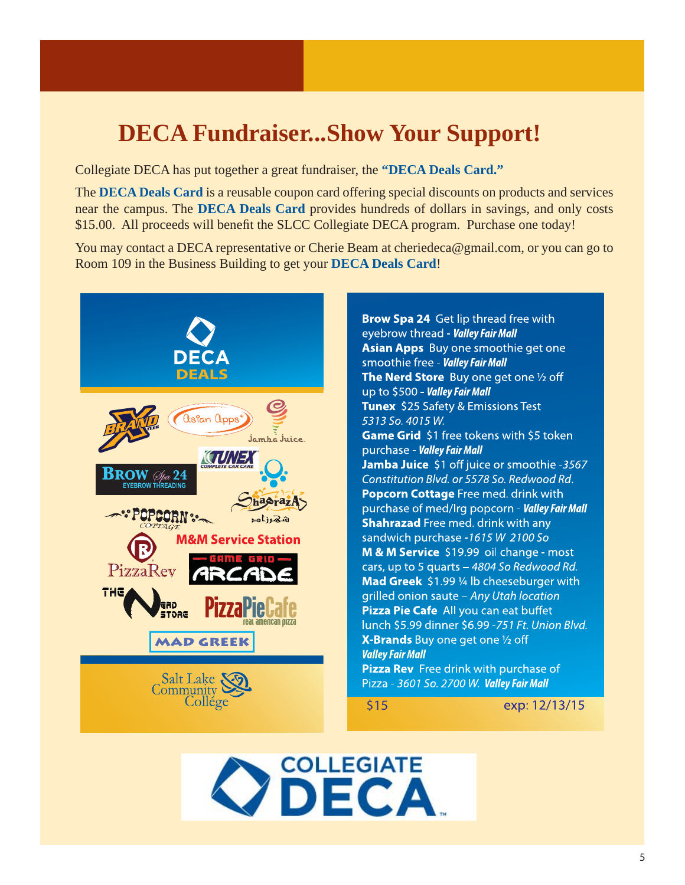# DECA Fundraiser...Show Your Support!

Collegiate DECA has put together a great fundraiser, the **"DECA Deals Card."**

The **DECA Deals Card** is a reusable coupon card offering special discounts on products and services near the campus. The **DECA Deals Card** provides hundreds of dollars in savings, and only costs $15.00. All proceeds will benefit the SLCC Collegiate DECA program. Purchase one today!

You may contact a DECA representative or Cherie Beam at cheriedeca@gmail.com, or you can go to Room 109 in the Business Building to get your **DECA Deals Card**!

DECA DEALS

X-Brand Tees · Asian Apps · Jamba Juice · Brow Spa 24 Eyebrow Threading · Tunex Complete Car Care · Shahrazad · Popcorn Cottage · M&M Service Station · PizzaRev · Game Grid Arcade · The Nerd Store · Pizza Pie Cafe real american pizza · Mad Greek

Salt Lake Community College

**Brow Spa 24** Get lip thread free with eyebrow thread - ***Valley Fair Mall***
**Asian Apps** Buy one smoothie get one smoothie free - ***Valley Fair Mall***
**The Nerd Store** Buy one get one ½ off up to $500 - ***Valley Fair Mall***
**Tunex** $25 Safety & Emissions Test *5313 So. 4015 W.*
**Game Grid** $1 free tokens with $5 token purchase - ***Valley Fair Mall***
**Jamba Juice** $1 off juice or smoothie *-3567 Constitution Blvd. or 5578 So. Redwood Rd.*
**Popcorn Cottage** Free med. drink with purchase of med/lrg popcorn - ***Valley Fair Mall***
**Shahrazad** Free med. drink with any sandwich purchase *-1615 W 2100 So*
**M & M Service** $19.99 oil change - most cars, up to 5 quarts – *4804 So Redwood Rd.*
**Mad Greek** $1.99 ¼ lb cheeseburger with grilled onion saute – *Any Utah location*
**Pizza Pie Cafe** All you can eat buffet lunch $5.99 dinner $6.99 *-751 Ft. Union Blvd.*
**X-Brands** Buy one get one ½ off ***Valley Fair Mall***
**Pizza Rev** Free drink with purchase of Pizza - *3601 So. 2700 W.* ***Valley Fair Mall***

$15 exp: 12/13/15

COLLEGIATE DECA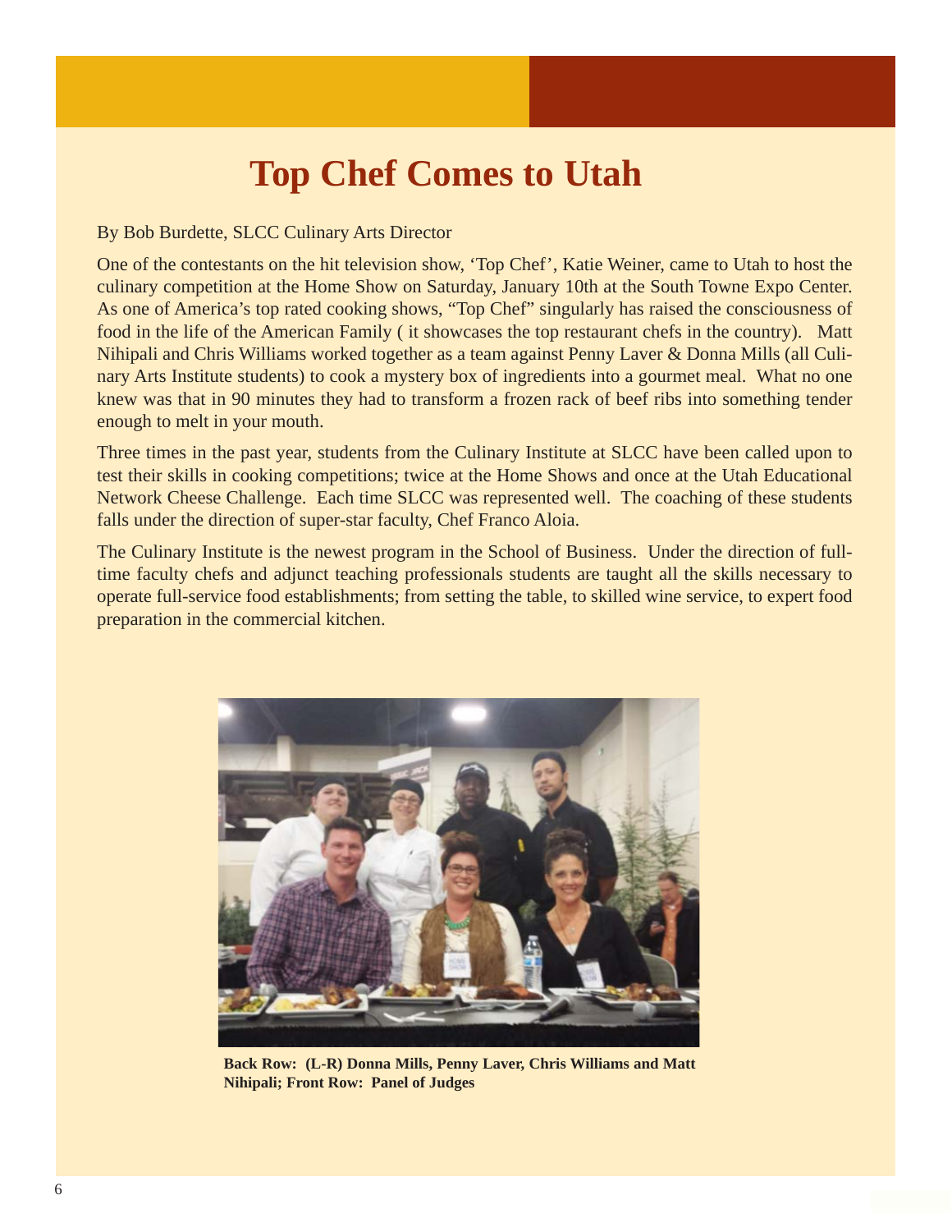# Top Chef Comes to Utah

By Bob Burdette, SLCC Culinary Arts Director

One of the contestants on the hit television show, 'Top Chef', Katie Weiner, came to Utah to host the culinary competition at the Home Show on Saturday, January 10th at the South Towne Expo Center. As one of America's top rated cooking shows, "Top Chef" singularly has raised the consciousness of food in the life of the American Family ( it showcases the top restaurant chefs in the country). Matt Nihipali and Chris Williams worked together as a team against Penny Laver & Donna Mills (all Culinary Arts Institute students) to cook a mystery box of ingredients into a gourmet meal. What no one knew was that in 90 minutes they had to transform a frozen rack of beef ribs into something tender enough to melt in your mouth.

Three times in the past year, students from the Culinary Institute at SLCC have been called upon to test their skills in cooking competitions; twice at the Home Shows and once at the Utah Educational Network Cheese Challenge. Each time SLCC was represented well. The coaching of these students falls under the direction of super-star faculty, Chef Franco Aloia.

The Culinary Institute is the newest program in the School of Business. Under the direction of full-time faculty chefs and adjunct teaching professionals students are taught all the skills necessary to operate full-service food establishments; from setting the table, to skilled wine service, to expert food preparation in the commercial kitchen.

**Back Row: (L-R) Donna Mills, Penny Laver, Chris Williams and Matt Nihipali; Front Row: Panel of Judges**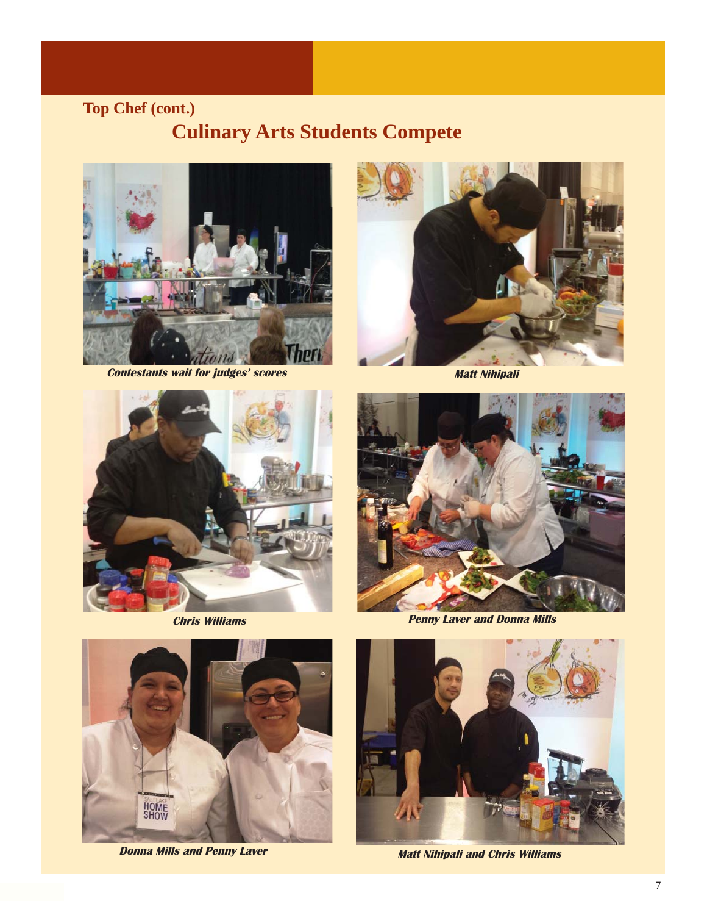**Top Chef (cont.)**

## Culinary Arts Students Compete

*Contestants wait for judges' scores*

*Matt Nihipali*

*Chris Williams*

*Penny Laver and Donna Mills*

*Donna Mills and Penny Laver*

*Matt Nihipali and Chris Williams*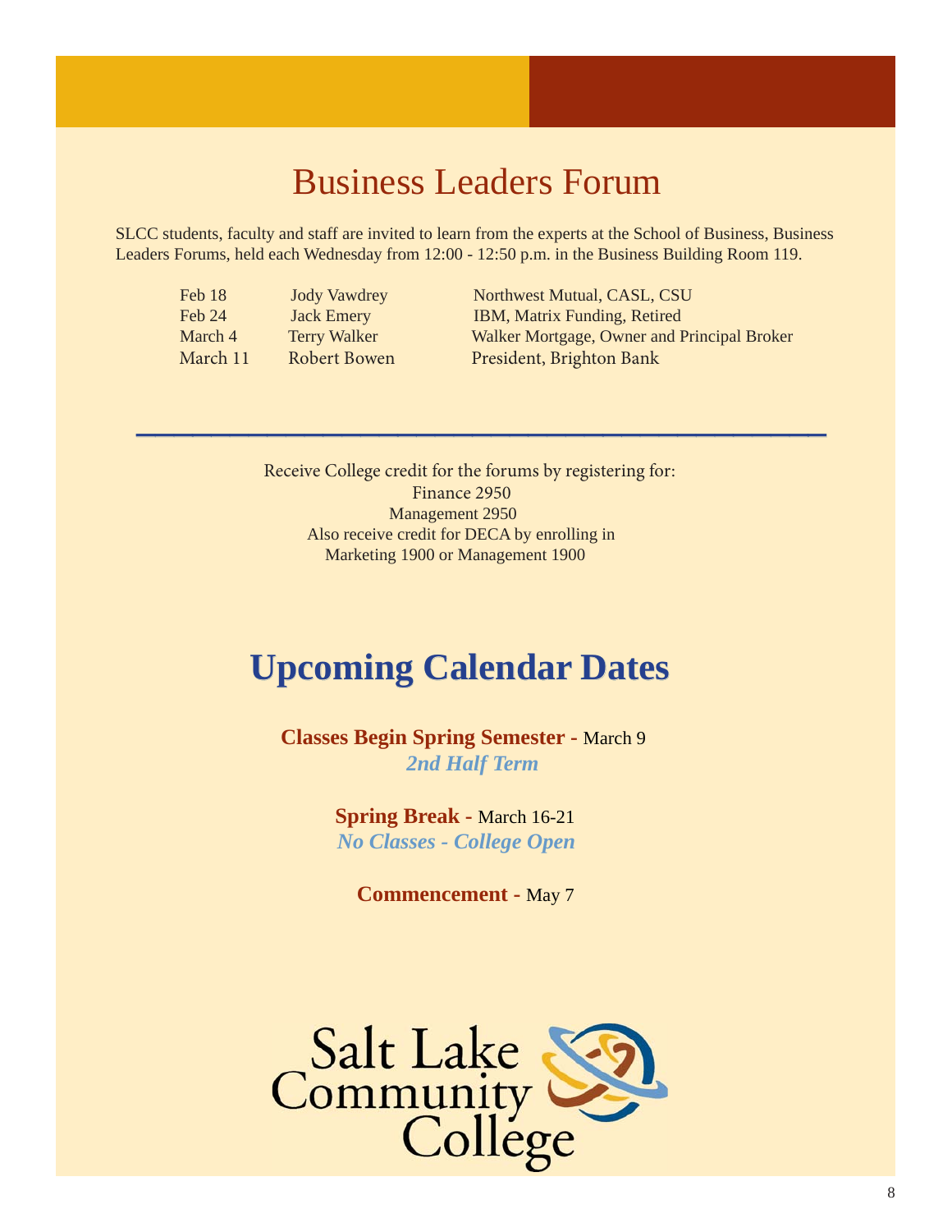# Business Leaders Forum

SLCC students, faculty and staff are invited to learn from the experts at the School of Business, Business Leaders Forums, held each Wednesday from 12:00 - 12:50 p.m. in the Business Building Room 119.

| | | |
|---|---|---|
| Feb 18 | Jody Vawdrey | Northwest Mutual, CASL, CSU |
| Feb 24 | Jack Emery | IBM, Matrix Funding, Retired |
| March 4 | Terry Walker | Walker Mortgage, Owner and Principal Broker |
| March 11 | Robert Bowen | President, Brighton Bank |

---

Receive College credit for the forums by registering for:
Finance 2950
Management 2950
Also receive credit for DECA by enrolling in
Marketing 1900 or Management 1900

# Upcoming Calendar Dates

**Classes Begin Spring Semester -** March 9
***2nd Half Term***

**Spring Break -** March 16-21
***No Classes - College Open***

**Commencement -** May 7

Salt Lake Community College